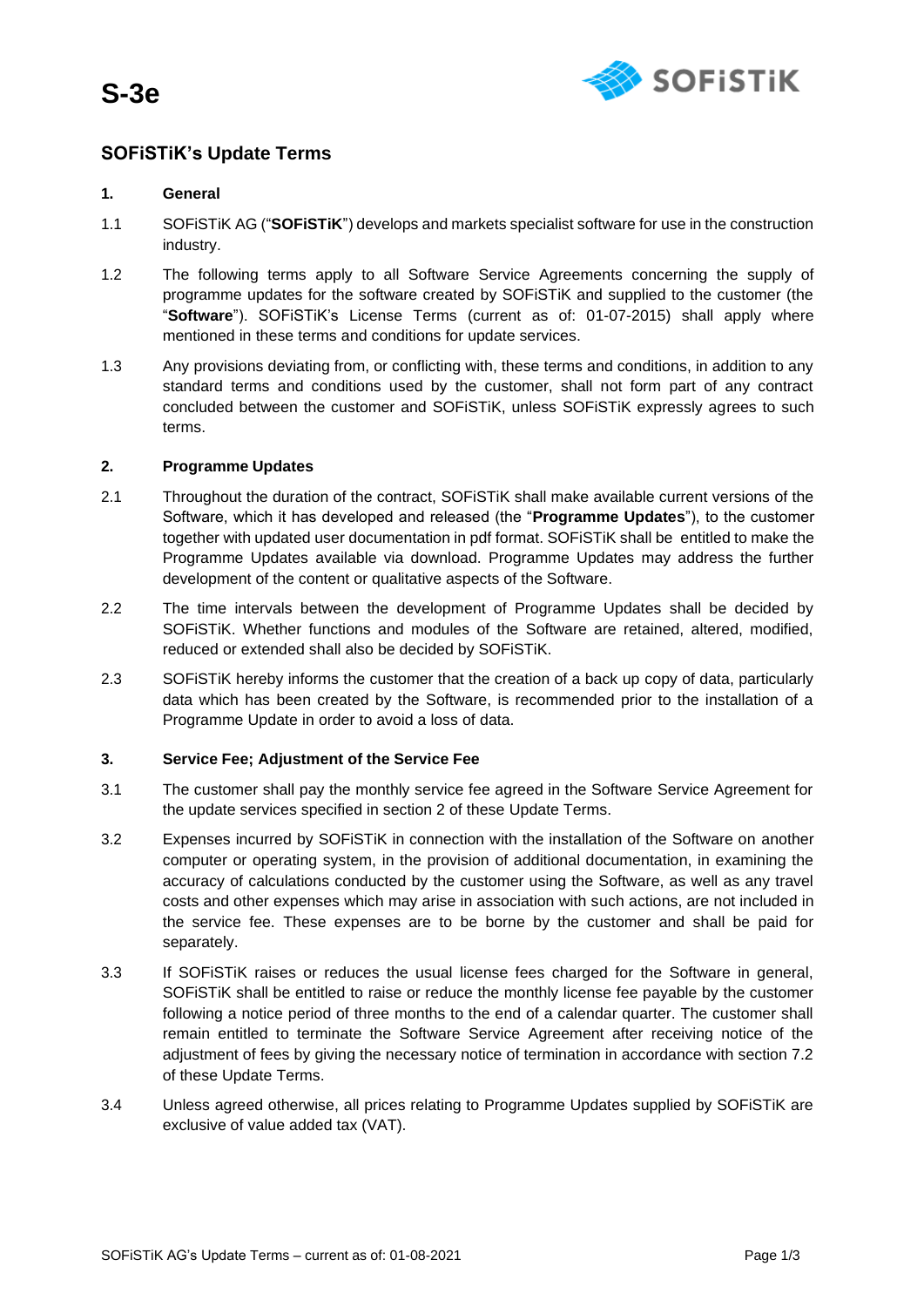# S-3e

## SOFiSTiK's Update Terms

### 1. General

1.1 SOFiSTiK AG ("**SOFiSTiK**") develops and markets specialist software for use in the construction industry.

1.2 The following terms apply to all Software Service Agreements concerning the supply of programme updates for the software created by SOFiSTiK and supplied to the customer (the "**Software**"). SOFiSTiK's License Terms (current as of: 01-07-2015) shall apply where mentioned in these terms and conditions for update services.

1.3 Any provisions deviating from, or conflicting with, these terms and conditions, in addition to any standard terms and conditions used by the customer, shall not form part of any contract concluded between the customer and SOFiSTiK, unless SOFiSTiK expressly agrees to such terms.

### 2. Programme Updates

2.1 Throughout the duration of the contract, SOFiSTiK shall make available current versions of the Software, which it has developed and released (the "**Programme Updates**"), to the customer together with updated user documentation in pdf format. SOFiSTiK shall be entitled to make the Programme Updates available via download. Programme Updates may address the further development of the content or qualitative aspects of the Software.

2.2 The time intervals between the development of Programme Updates shall be decided by SOFiSTiK. Whether functions and modules of the Software are retained, altered, modified, reduced or extended shall also be decided by SOFiSTiK.

2.3 SOFiSTiK hereby informs the customer that the creation of a back up copy of data, particularly data which has been created by the Software, is recommended prior to the installation of a Programme Update in order to avoid a loss of data.

### 3. Service Fee; Adjustment of the Service Fee

3.1 The customer shall pay the monthly service fee agreed in the Software Service Agreement for the update services specified in section 2 of these Update Terms.

3.2 Expenses incurred by SOFiSTiK in connection with the installation of the Software on another computer or operating system, in the provision of additional documentation, in examining the accuracy of calculations conducted by the customer using the Software, as well as any travel costs and other expenses which may arise in association with such actions, are not included in the service fee. These expenses are to be borne by the customer and shall be paid for separately.

3.3 If SOFiSTiK raises or reduces the usual license fees charged for the Software in general, SOFiSTiK shall be entitled to raise or reduce the monthly license fee payable by the customer following a notice period of three months to the end of a calendar quarter. The customer shall remain entitled to terminate the Software Service Agreement after receiving notice of the adjustment of fees by giving the necessary notice of termination in accordance with section 7.2 of these Update Terms.

3.4 Unless agreed otherwise, all prices relating to Programme Updates supplied by SOFiSTiK are exclusive of value added tax (VAT).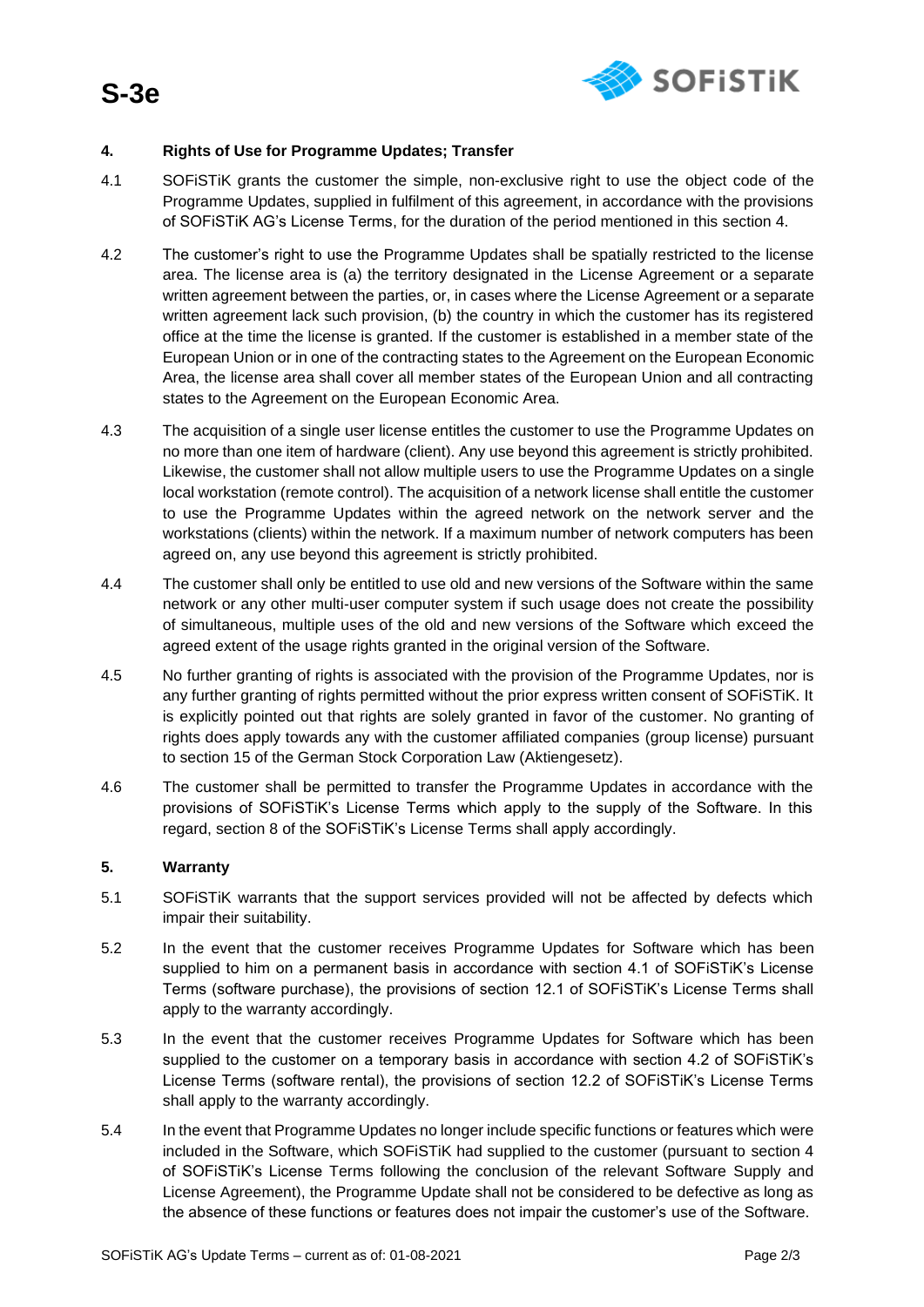## 4. Rights of Use for Programme Updates; Transfer

4.1 SOFiSTiK grants the customer the simple, non-exclusive right to use the object code of the Programme Updates, supplied in fulfilment of this agreement, in accordance with the provisions of SOFiSTiK AG's License Terms, for the duration of the period mentioned in this section 4.

4.2 The customer's right to use the Programme Updates shall be spatially restricted to the license area. The license area is (a) the territory designated in the License Agreement or a separate written agreement between the parties, or, in cases where the License Agreement or a separate written agreement lack such provision, (b) the country in which the customer has its registered office at the time the license is granted. If the customer is established in a member state of the European Union or in one of the contracting states to the Agreement on the European Economic Area, the license area shall cover all member states of the European Union and all contracting states to the Agreement on the European Economic Area.

4.3 The acquisition of a single user license entitles the customer to use the Programme Updates on no more than one item of hardware (client). Any use beyond this agreement is strictly prohibited. Likewise, the customer shall not allow multiple users to use the Programme Updates on a single local workstation (remote control). The acquisition of a network license shall entitle the customer to use the Programme Updates within the agreed network on the network server and the workstations (clients) within the network. If a maximum number of network computers has been agreed on, any use beyond this agreement is strictly prohibited.

4.4 The customer shall only be entitled to use old and new versions of the Software within the same network or any other multi-user computer system if such usage does not create the possibility of simultaneous, multiple uses of the old and new versions of the Software which exceed the agreed extent of the usage rights granted in the original version of the Software.

4.5 No further granting of rights is associated with the provision of the Programme Updates, nor is any further granting of rights permitted without the prior express written consent of SOFiSTiK. It is explicitly pointed out that rights are solely granted in favor of the customer. No granting of rights does apply towards any with the customer affiliated companies (group license) pursuant to section 15 of the German Stock Corporation Law (Aktiengesetz).

4.6 The customer shall be permitted to transfer the Programme Updates in accordance with the provisions of SOFiSTiK's License Terms which apply to the supply of the Software. In this regard, section 8 of the SOFiSTiK's License Terms shall apply accordingly.

## 5. Warranty

5.1 SOFiSTiK warrants that the support services provided will not be affected by defects which impair their suitability.

5.2 In the event that the customer receives Programme Updates for Software which has been supplied to him on a permanent basis in accordance with section 4.1 of SOFiSTiK's License Terms (software purchase), the provisions of section 12.1 of SOFiSTiK's License Terms shall apply to the warranty accordingly.

5.3 In the event that the customer receives Programme Updates for Software which has been supplied to the customer on a temporary basis in accordance with section 4.2 of SOFiSTiK's License Terms (software rental), the provisions of section 12.2 of SOFiSTiK's License Terms shall apply to the warranty accordingly.

5.4 In the event that Programme Updates no longer include specific functions or features which were included in the Software, which SOFiSTiK had supplied to the customer (pursuant to section 4 of SOFiSTiK's License Terms following the conclusion of the relevant Software Supply and License Agreement), the Programme Update shall not be considered to be defective as long as the absence of these functions or features does not impair the customer's use of the Software.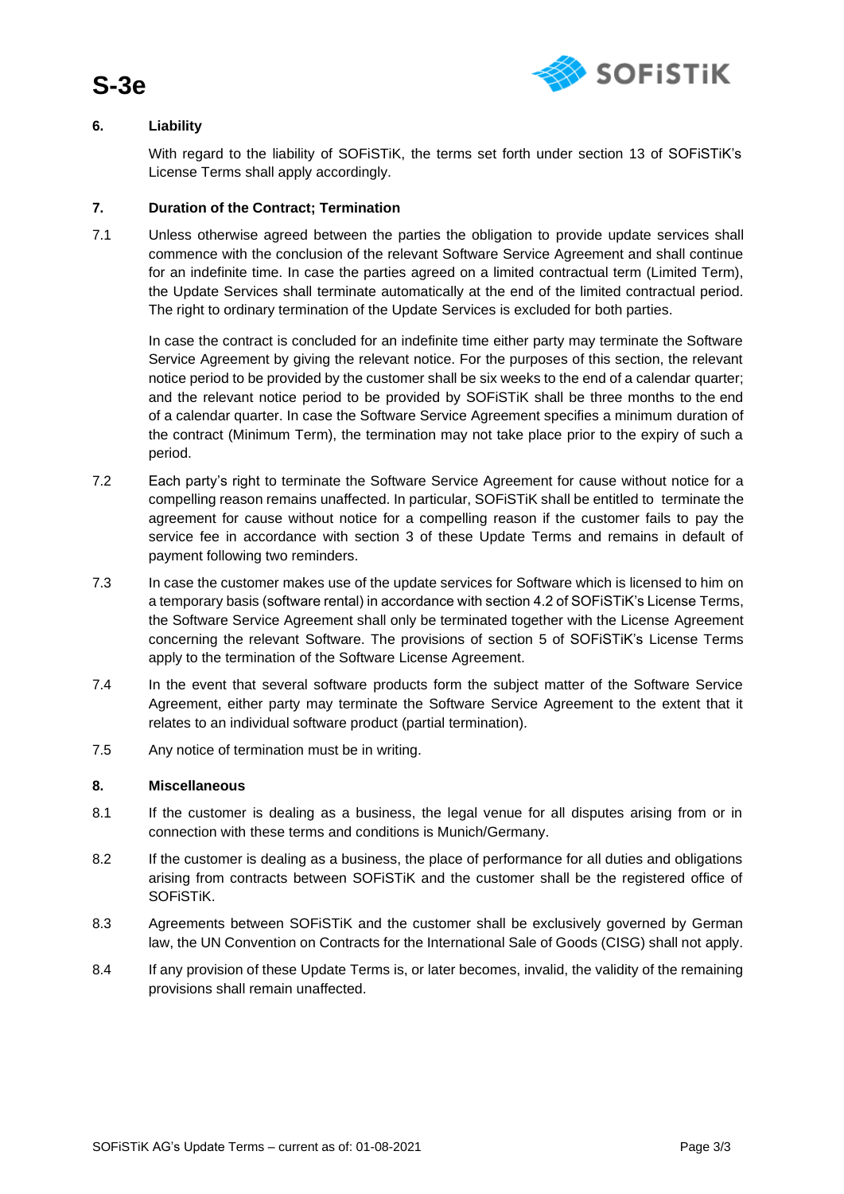## 6. Liability

With regard to the liability of SOFiSTiK, the terms set forth under section 13 of SOFiSTiK's License Terms shall apply accordingly.

## 7. Duration of the Contract; Termination

7.1 Unless otherwise agreed between the parties the obligation to provide update services shall commence with the conclusion of the relevant Software Service Agreement and shall continue for an indefinite time. In case the parties agreed on a limited contractual term (Limited Term), the Update Services shall terminate automatically at the end of the limited contractual period. The right to ordinary termination of the Update Services is excluded for both parties.

In case the contract is concluded for an indefinite time either party may terminate the Software Service Agreement by giving the relevant notice. For the purposes of this section, the relevant notice period to be provided by the customer shall be six weeks to the end of a calendar quarter; and the relevant notice period to be provided by SOFiSTiK shall be three months to the end of a calendar quarter. In case the Software Service Agreement specifies a minimum duration of the contract (Minimum Term), the termination may not take place prior to the expiry of such a period.

7.2 Each party's right to terminate the Software Service Agreement for cause without notice for a compelling reason remains unaffected. In particular, SOFiSTiK shall be entitled to terminate the agreement for cause without notice for a compelling reason if the customer fails to pay the service fee in accordance with section 3 of these Update Terms and remains in default of payment following two reminders.

7.3 In case the customer makes use of the update services for Software which is licensed to him on a temporary basis (software rental) in accordance with section 4.2 of SOFiSTiK's License Terms, the Software Service Agreement shall only be terminated together with the License Agreement concerning the relevant Software. The provisions of section 5 of SOFiSTiK's License Terms apply to the termination of the Software License Agreement.

7.4 In the event that several software products form the subject matter of the Software Service Agreement, either party may terminate the Software Service Agreement to the extent that it relates to an individual software product (partial termination).

7.5 Any notice of termination must be in writing.

## 8. Miscellaneous

8.1 If the customer is dealing as a business, the legal venue for all disputes arising from or in connection with these terms and conditions is Munich/Germany.

8.2 If the customer is dealing as a business, the place of performance for all duties and obligations arising from contracts between SOFiSTiK and the customer shall be the registered office of SOFiSTiK.

8.3 Agreements between SOFiSTiK and the customer shall be exclusively governed by German law, the UN Convention on Contracts for the International Sale of Goods (CISG) shall not apply.

8.4 If any provision of these Update Terms is, or later becomes, invalid, the validity of the remaining provisions shall remain unaffected.